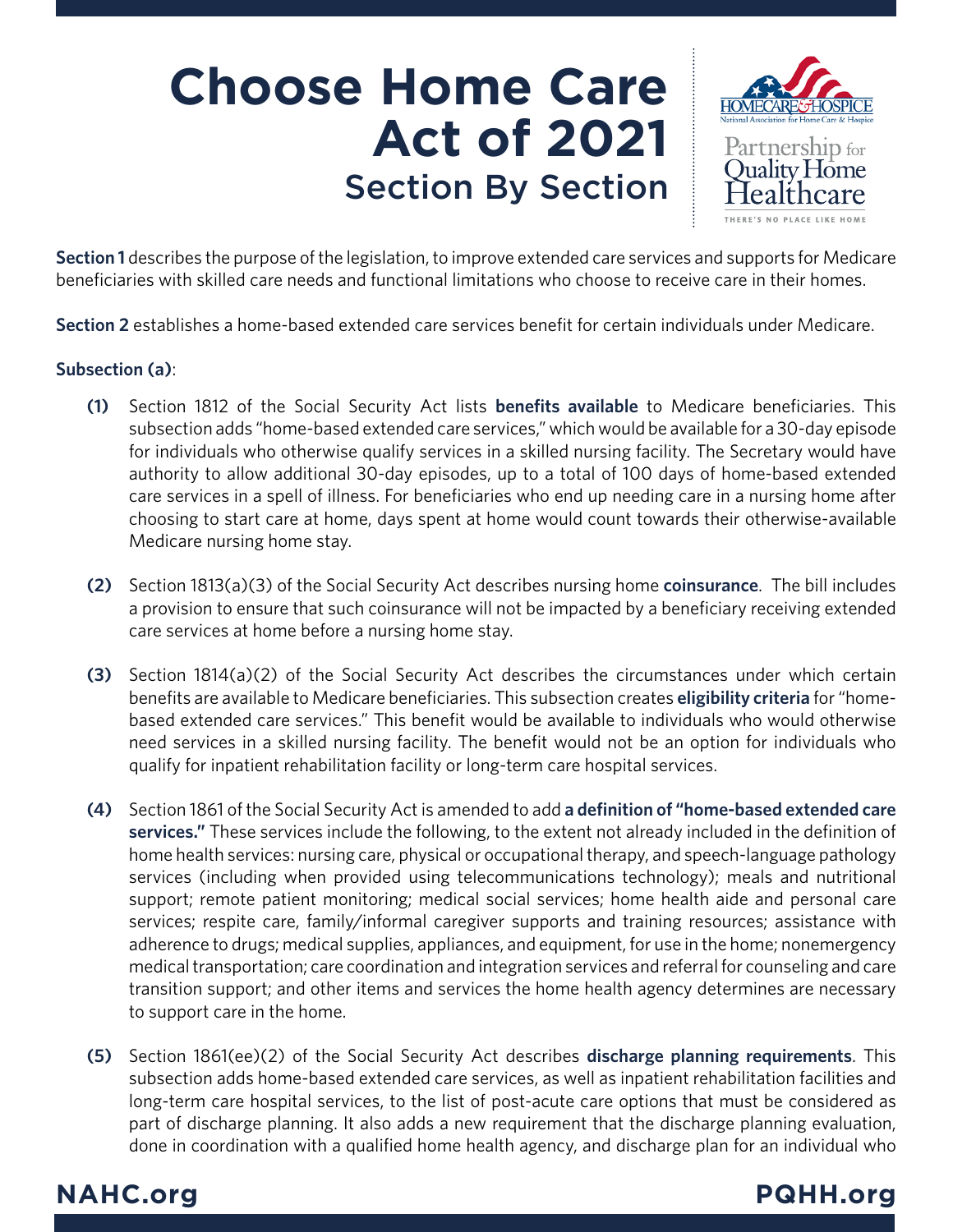# Choose Home Care Act of 2021
## Section By Section

**Section 1** describes the purpose of the legislation, to improve extended care services and supports for Medicare beneficiaries with skilled care needs and functional limitations who choose to receive care in their homes.

**Section 2** establishes a home-based extended care services benefit for certain individuals under Medicare.

**Subsection (a)**:

**(1)** Section 1812 of the Social Security Act lists **benefits available** to Medicare beneficiaries. This subsection adds "home-based extended care services," which would be available for a 30-day episode for individuals who otherwise qualify services in a skilled nursing facility. The Secretary would have authority to allow additional 30-day episodes, up to a total of 100 days of home-based extended care services in a spell of illness. For beneficiaries who end up needing care in a nursing home after choosing to start care at home, days spent at home would count towards their otherwise-available Medicare nursing home stay.

**(2)** Section 1813(a)(3) of the Social Security Act describes nursing home **coinsurance**. The bill includes a provision to ensure that such coinsurance will not be impacted by a beneficiary receiving extended care services at home before a nursing home stay.

**(3)** Section 1814(a)(2) of the Social Security Act describes the circumstances under which certain benefits are available to Medicare beneficiaries. This subsection creates **eligibility criteria** for "home-based extended care services." This benefit would be available to individuals who would otherwise need services in a skilled nursing facility. The benefit would not be an option for individuals who qualify for inpatient rehabilitation facility or long-term care hospital services.

**(4)** Section 1861 of the Social Security Act is amended to add **a definition of "home-based extended care services."** These services include the following, to the extent not already included in the definition of home health services: nursing care, physical or occupational therapy, and speech-language pathology services (including when provided using telecommunications technology); meals and nutritional support; remote patient monitoring; medical social services; home health aide and personal care services; respite care, family/informal caregiver supports and training resources; assistance with adherence to drugs; medical supplies, appliances, and equipment, for use in the home; nonemergency medical transportation; care coordination and integration services and referral for counseling and care transition support; and other items and services the home health agency determines are necessary to support care in the home.

**(5)** Section 1861(ee)(2) of the Social Security Act describes **discharge planning requirements**. This subsection adds home-based extended care services, as well as inpatient rehabilitation facilities and long-term care hospital services, to the list of post-acute care options that must be considered as part of discharge planning. It also adds a new requirement that the discharge planning evaluation, done in coordination with a qualified home health agency, and discharge plan for an individual who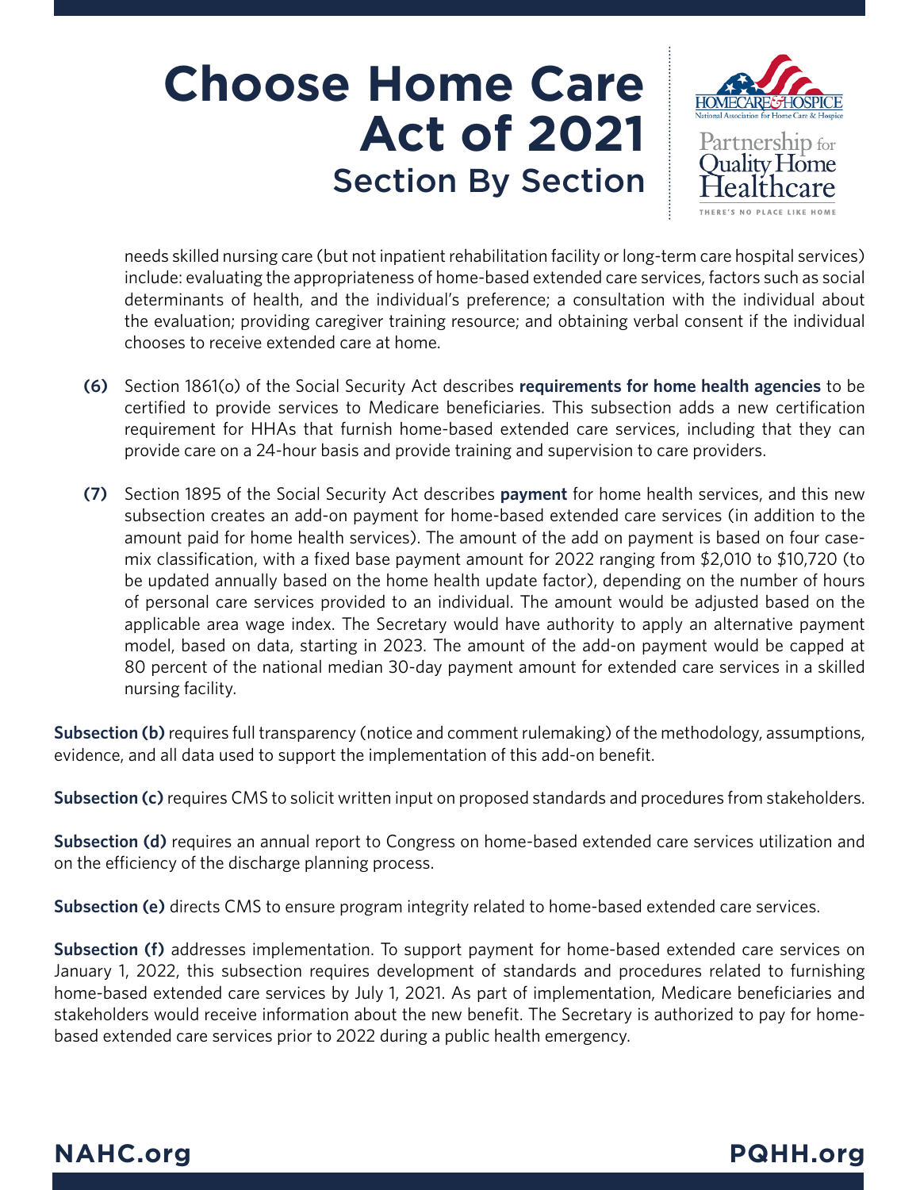needs skilled nursing care (but not inpatient rehabilitation facility or long-term care hospital services) include: evaluating the appropriateness of home-based extended care services, factors such as social determinants of health, and the individual's preference; a consultation with the individual about the evaluation; providing caregiver training resource; and obtaining verbal consent if the individual chooses to receive extended care at home.

**(6)** Section 1861(o) of the Social Security Act describes **requirements for home health agencies** to be certified to provide services to Medicare beneficiaries. This subsection adds a new certification requirement for HHAs that furnish home-based extended care services, including that they can provide care on a 24-hour basis and provide training and supervision to care providers.

**(7)** Section 1895 of the Social Security Act describes **payment** for home health services, and this new subsection creates an add-on payment for home-based extended care services (in addition to the amount paid for home health services). The amount of the add on payment is based on four case-mix classification, with a fixed base payment amount for 2022 ranging from $2,010 to $10,720 (to be updated annually based on the home health update factor), depending on the number of hours of personal care services provided to an individual. The amount would be adjusted based on the applicable area wage index. The Secretary would have authority to apply an alternative payment model, based on data, starting in 2023. The amount of the add-on payment would be capped at 80 percent of the national median 30-day payment amount for extended care services in a skilled nursing facility.

**Subsection (b)** requires full transparency (notice and comment rulemaking) of the methodology, assumptions, evidence, and all data used to support the implementation of this add-on benefit.

**Subsection (c)** requires CMS to solicit written input on proposed standards and procedures from stakeholders.

**Subsection (d)** requires an annual report to Congress on home-based extended care services utilization and on the efficiency of the discharge planning process.

**Subsection (e)** directs CMS to ensure program integrity related to home-based extended care services.

**Subsection (f)** addresses implementation. To support payment for home-based extended care services on January 1, 2022, this subsection requires development of standards and procedures related to furnishing home-based extended care services by July 1, 2021. As part of implementation, Medicare beneficiaries and stakeholders would receive information about the new benefit. The Secretary is authorized to pay for home-based extended care services prior to 2022 during a public health emergency.